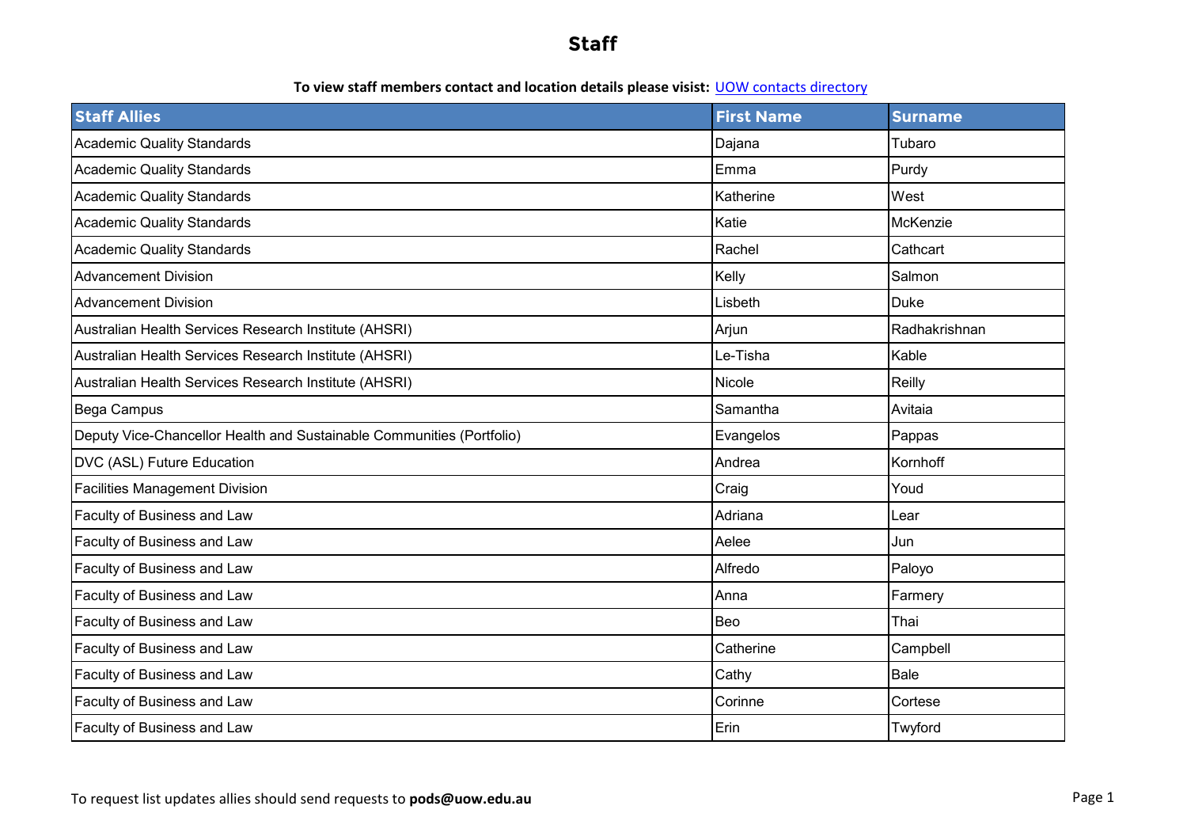# Staff

**To view staff members contact and location details please visit:** [UOW contacts directory]

| Staff Allies | First Name | Surname |
|---|---|---|
| Academic Quality Standards | Dajana | Tubaro |
| Academic Quality Standards | Emma | Purdy |
| Academic Quality Standards | Katherine | West |
| Academic Quality Standards | Katie | McKenzie |
| Academic Quality Standards | Rachel | Cathcart |
| Advancement Division | Kelly | Salmon |
| Advancement Division | Lisbeth | Duke |
| Australian Health Services Research Institute (AHSRI) | Arjun | Radhakrishnan |
| Australian Health Services Research Institute (AHSRI) | Le-Tisha | Kable |
| Australian Health Services Research Institute (AHSRI) | Nicole | Reilly |
| Bega Campus | Samantha | Avitaia |
| Deputy Vice-Chancellor Health and Sustainable Communities (Portfolio) | Evangelos | Pappas |
| DVC (ASL) Future Education | Andrea | Kornhoff |
| Facilities Management Division | Craig | Youd |
| Faculty of Business and Law | Adriana | Lear |
| Faculty of Business and Law | Aelee | Jun |
| Faculty of Business and Law | Alfredo | Paloyo |
| Faculty of Business and Law | Anna | Farmery |
| Faculty of Business and Law | Beo | Thai |
| Faculty of Business and Law | Catherine | Campbell |
| Faculty of Business and Law | Cathy | Bale |
| Faculty of Business and Law | Corinne | Cortese |
| Faculty of Business and Law | Erin | Twyford |

To request list updates allies should send requests to **pods@uow.edu.au**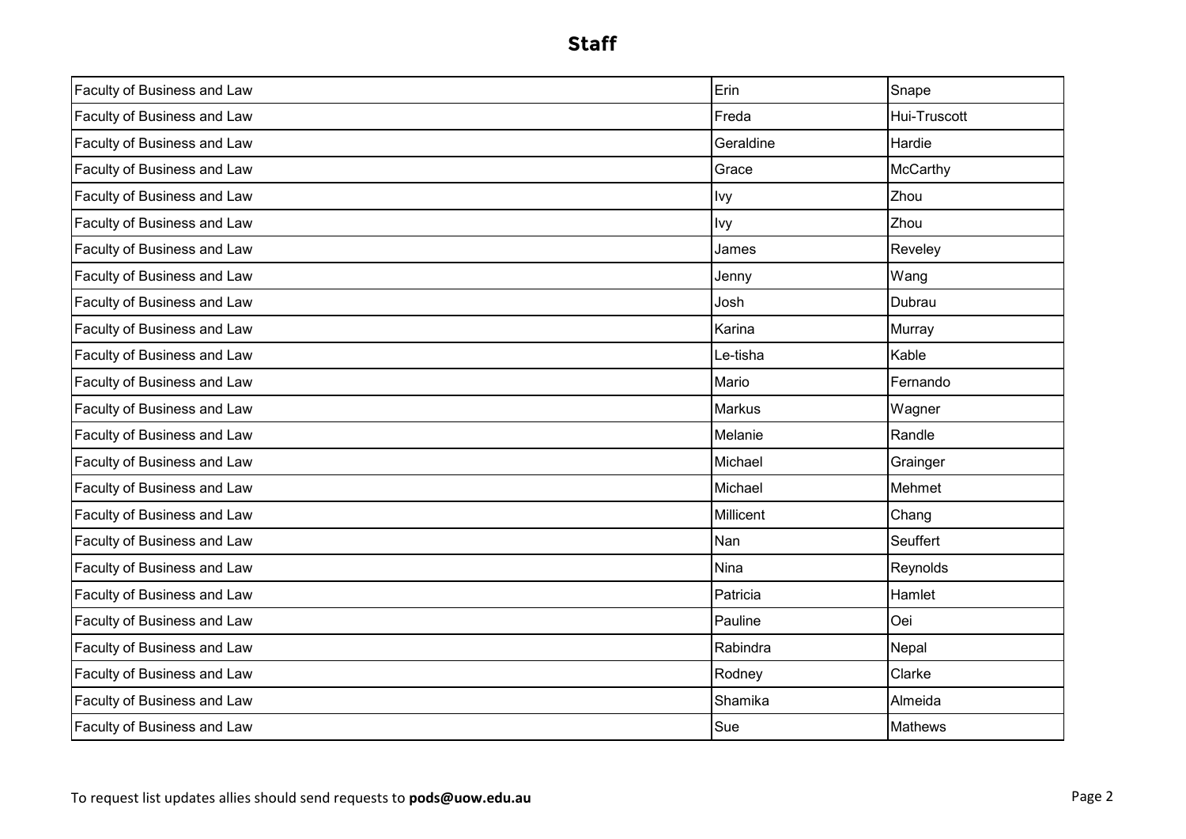## Staff

| | | |
|---|---|---|
| Faculty of Business and Law | Erin | Snape |
| Faculty of Business and Law | Freda | Hui-Truscott |
| Faculty of Business and Law | Geraldine | Hardie |
| Faculty of Business and Law | Grace | McCarthy |
| Faculty of Business and Law | Ivy | Zhou |
| Faculty of Business and Law | Ivy | Zhou |
| Faculty of Business and Law | James | Reveley |
| Faculty of Business and Law | Jenny | Wang |
| Faculty of Business and Law | Josh | Dubrau |
| Faculty of Business and Law | Karina | Murray |
| Faculty of Business and Law | Le-tisha | Kable |
| Faculty of Business and Law | Mario | Fernando |
| Faculty of Business and Law | Markus | Wagner |
| Faculty of Business and Law | Melanie | Randle |
| Faculty of Business and Law | Michael | Grainger |
| Faculty of Business and Law | Michael | Mehmet |
| Faculty of Business and Law | Millicent | Chang |
| Faculty of Business and Law | Nan | Seuffert |
| Faculty of Business and Law | Nina | Reynolds |
| Faculty of Business and Law | Patricia | Hamlet |
| Faculty of Business and Law | Pauline | Oei |
| Faculty of Business and Law | Rabindra | Nepal |
| Faculty of Business and Law | Rodney | Clarke |
| Faculty of Business and Law | Shamika | Almeida |
| Faculty of Business and Law | Sue | Mathews |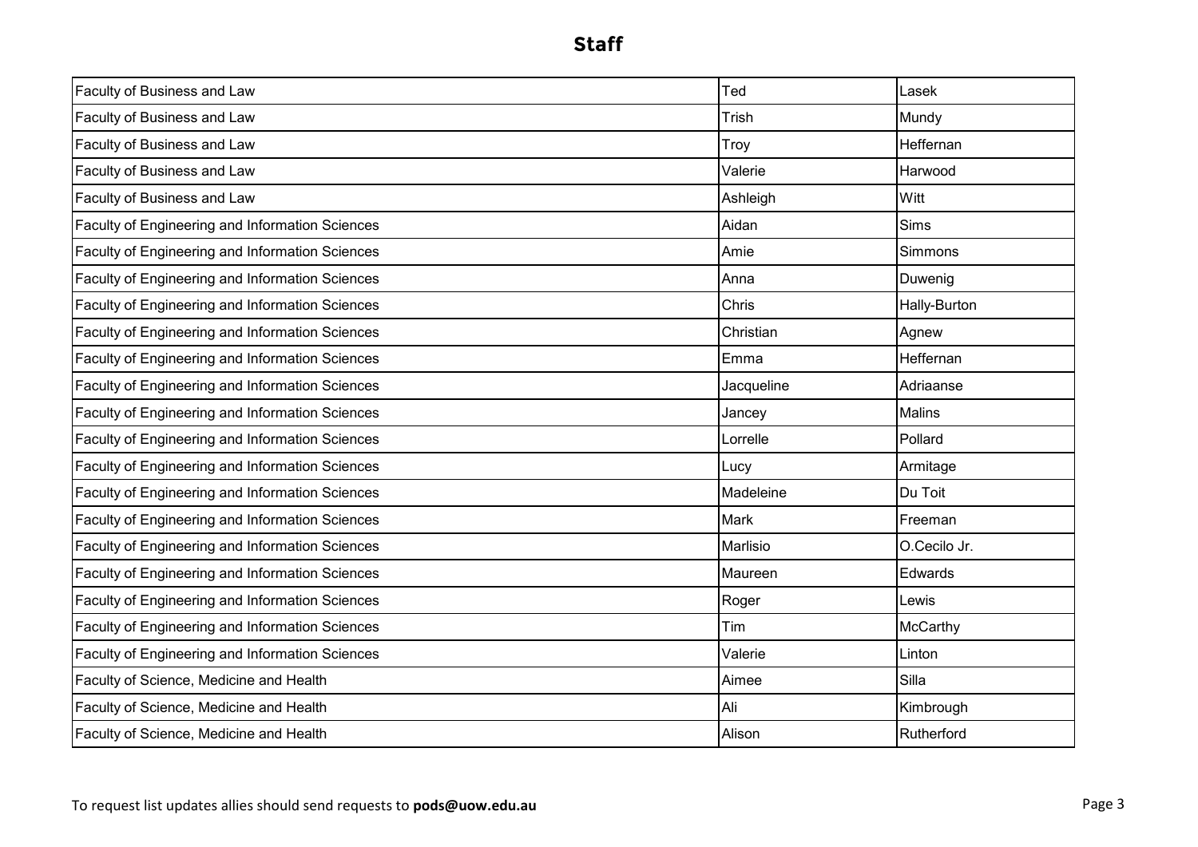## Staff

| Faculty of Business and Law | Ted | Lasek |
|---|---|---|
| Faculty of Business and Law | Trish | Mundy |
| Faculty of Business and Law | Troy | Heffernan |
| Faculty of Business and Law | Valerie | Harwood |
| Faculty of Business and Law | Ashleigh | Witt |
| Faculty of Engineering and Information Sciences | Aidan | Sims |
| Faculty of Engineering and Information Sciences | Amie | Simmons |
| Faculty of Engineering and Information Sciences | Anna | Duwenig |
| Faculty of Engineering and Information Sciences | Chris | Hally-Burton |
| Faculty of Engineering and Information Sciences | Christian | Agnew |
| Faculty of Engineering and Information Sciences | Emma | Heffernan |
| Faculty of Engineering and Information Sciences | Jacqueline | Adriaanse |
| Faculty of Engineering and Information Sciences | Jancey | Malins |
| Faculty of Engineering and Information Sciences | Lorrelle | Pollard |
| Faculty of Engineering and Information Sciences | Lucy | Armitage |
| Faculty of Engineering and Information Sciences | Madeleine | Du Toit |
| Faculty of Engineering and Information Sciences | Mark | Freeman |
| Faculty of Engineering and Information Sciences | Marlisio | O.Cecilo Jr. |
| Faculty of Engineering and Information Sciences | Maureen | Edwards |
| Faculty of Engineering and Information Sciences | Roger | Lewis |
| Faculty of Engineering and Information Sciences | Tim | McCarthy |
| Faculty of Engineering and Information Sciences | Valerie | Linton |
| Faculty of Science, Medicine and Health | Aimee | Silla |
| Faculty of Science, Medicine and Health | Ali | Kimbrough |
| Faculty of Science, Medicine and Health | Alison | Rutherford |

To request list updates allies should send requests to **pods@uow.edu.au**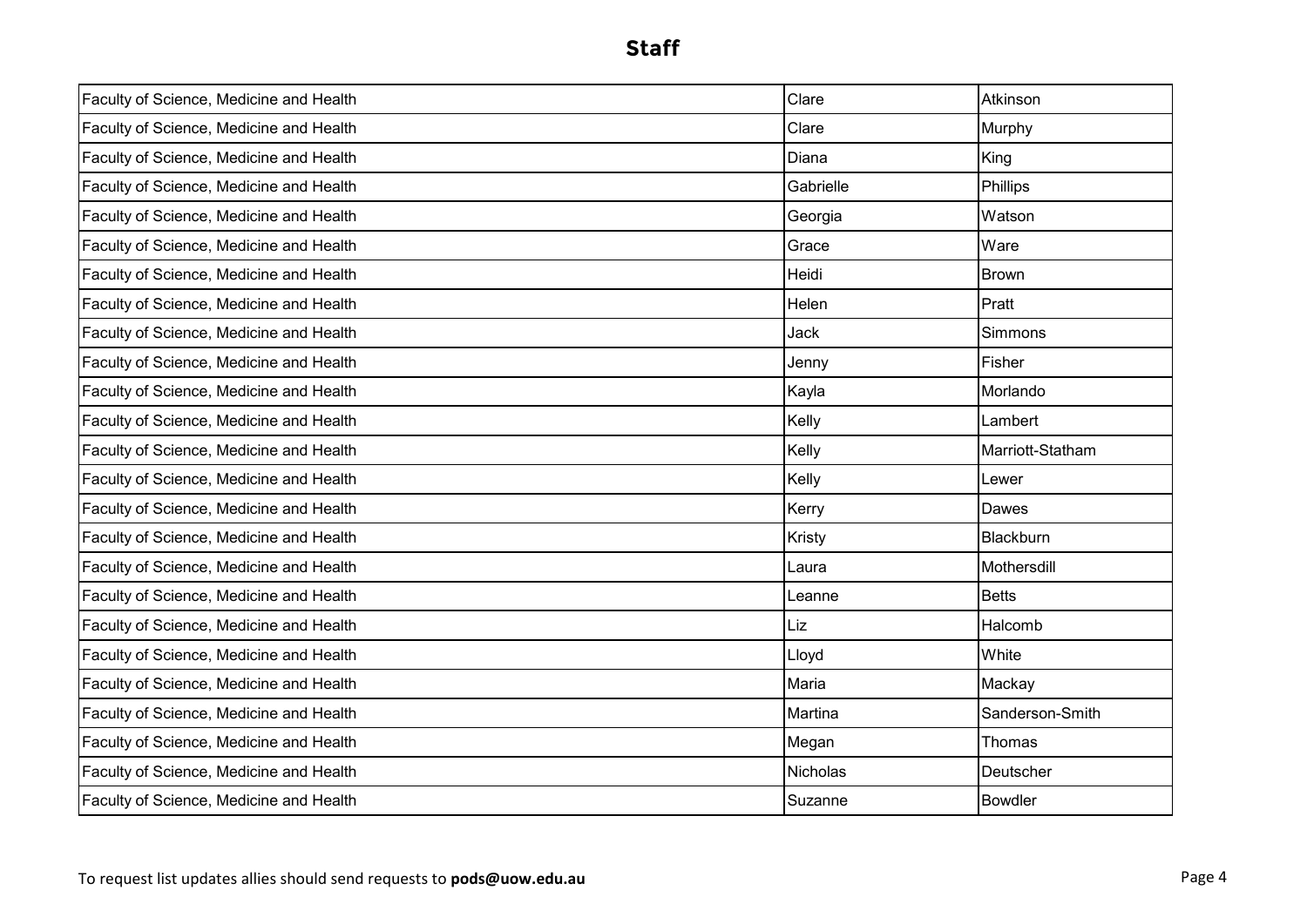## Staff

| | | |
|---|---|---|
| Faculty of Science, Medicine and Health | Clare | Atkinson |
| Faculty of Science, Medicine and Health | Clare | Murphy |
| Faculty of Science, Medicine and Health | Diana | King |
| Faculty of Science, Medicine and Health | Gabrielle | Phillips |
| Faculty of Science, Medicine and Health | Georgia | Watson |
| Faculty of Science, Medicine and Health | Grace | Ware |
| Faculty of Science, Medicine and Health | Heidi | Brown |
| Faculty of Science, Medicine and Health | Helen | Pratt |
| Faculty of Science, Medicine and Health | Jack | Simmons |
| Faculty of Science, Medicine and Health | Jenny | Fisher |
| Faculty of Science, Medicine and Health | Kayla | Morlando |
| Faculty of Science, Medicine and Health | Kelly | Lambert |
| Faculty of Science, Medicine and Health | Kelly | Marriott-Statham |
| Faculty of Science, Medicine and Health | Kelly | Lewer |
| Faculty of Science, Medicine and Health | Kerry | Dawes |
| Faculty of Science, Medicine and Health | Kristy | Blackburn |
| Faculty of Science, Medicine and Health | Laura | Mothersdill |
| Faculty of Science, Medicine and Health | Leanne | Betts |
| Faculty of Science, Medicine and Health | Liz | Halcomb |
| Faculty of Science, Medicine and Health | Lloyd | White |
| Faculty of Science, Medicine and Health | Maria | Mackay |
| Faculty of Science, Medicine and Health | Martina | Sanderson-Smith |
| Faculty of Science, Medicine and Health | Megan | Thomas |
| Faculty of Science, Medicine and Health | Nicholas | Deutscher |
| Faculty of Science, Medicine and Health | Suzanne | Bowdler |

To request list updates allies should send requests to **pods@uow.edu.au**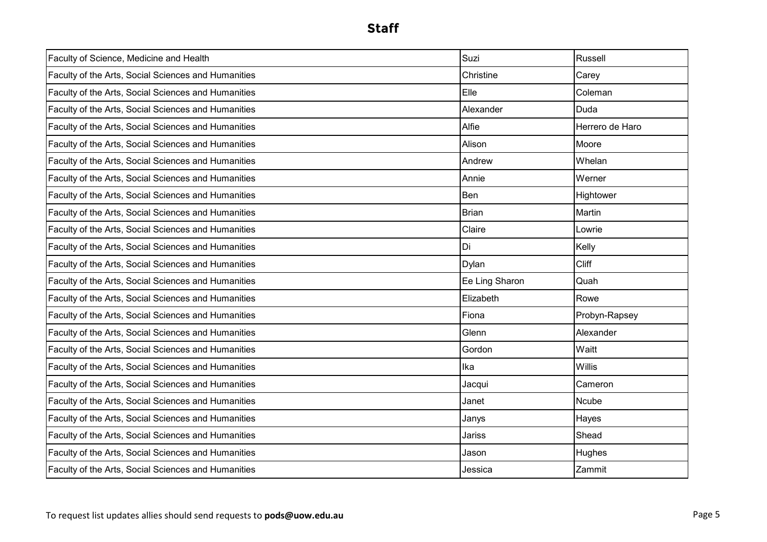# Staff

| Faculty of Science, Medicine and Health | Suzi | Russell |
| --- | --- | --- |
| Faculty of the Arts, Social Sciences and Humanities | Christine | Carey |
| Faculty of the Arts, Social Sciences and Humanities | Elle | Coleman |
| Faculty of the Arts, Social Sciences and Humanities | Alexander | Duda |
| Faculty of the Arts, Social Sciences and Humanities | Alfie | Herrero de Haro |
| Faculty of the Arts, Social Sciences and Humanities | Alison | Moore |
| Faculty of the Arts, Social Sciences and Humanities | Andrew | Whelan |
| Faculty of the Arts, Social Sciences and Humanities | Annie | Werner |
| Faculty of the Arts, Social Sciences and Humanities | Ben | Hightower |
| Faculty of the Arts, Social Sciences and Humanities | Brian | Martin |
| Faculty of the Arts, Social Sciences and Humanities | Claire | Lowrie |
| Faculty of the Arts, Social Sciences and Humanities | Di | Kelly |
| Faculty of the Arts, Social Sciences and Humanities | Dylan | Cliff |
| Faculty of the Arts, Social Sciences and Humanities | Ee Ling Sharon | Quah |
| Faculty of the Arts, Social Sciences and Humanities | Elizabeth | Rowe |
| Faculty of the Arts, Social Sciences and Humanities | Fiona | Probyn-Rapsey |
| Faculty of the Arts, Social Sciences and Humanities | Glenn | Alexander |
| Faculty of the Arts, Social Sciences and Humanities | Gordon | Waitt |
| Faculty of the Arts, Social Sciences and Humanities | Ika | Willis |
| Faculty of the Arts, Social Sciences and Humanities | Jacqui | Cameron |
| Faculty of the Arts, Social Sciences and Humanities | Janet | Ncube |
| Faculty of the Arts, Social Sciences and Humanities | Janys | Hayes |
| Faculty of the Arts, Social Sciences and Humanities | Jariss | Shead |
| Faculty of the Arts, Social Sciences and Humanities | Jason | Hughes |
| Faculty of the Arts, Social Sciences and Humanities | Jessica | Zammit |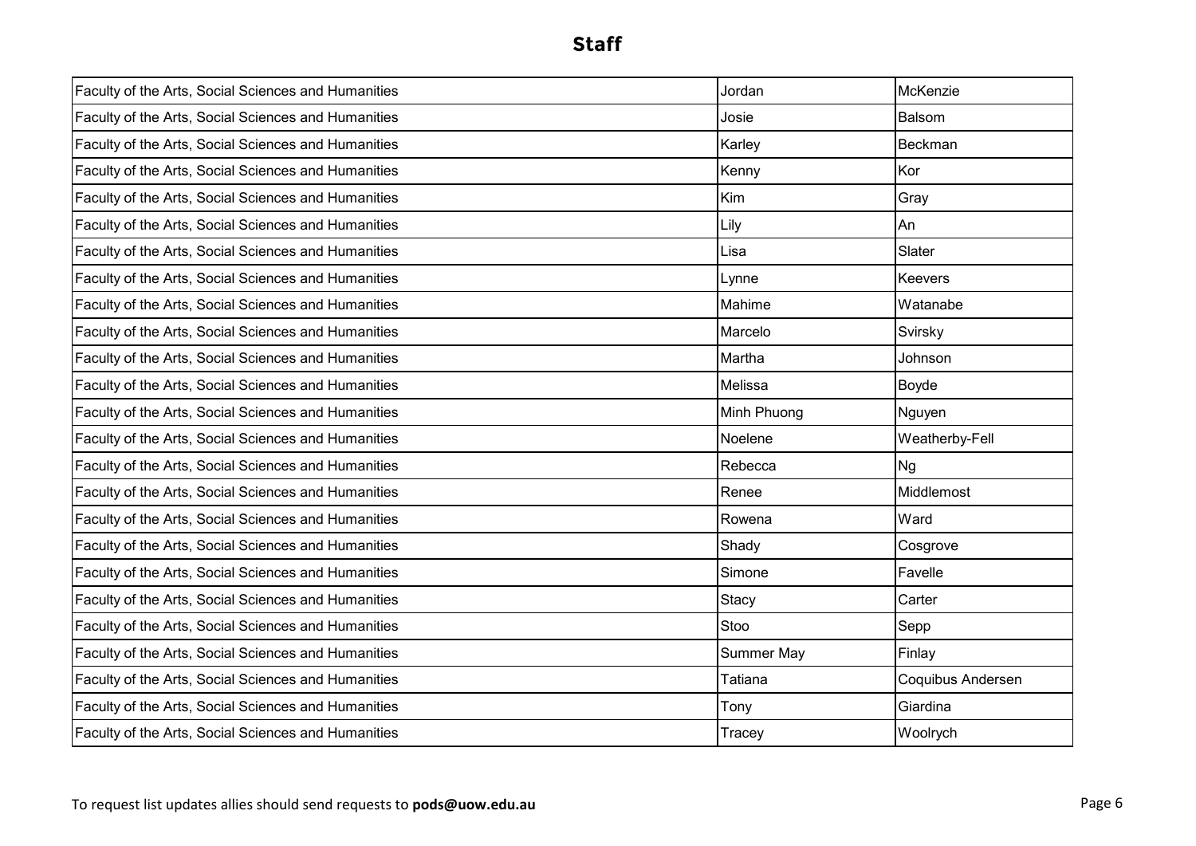## Staff

| Faculty of the Arts, Social Sciences and Humanities | Jordan | McKenzie |
| --- | --- | --- |
| Faculty of the Arts, Social Sciences and Humanities | Josie | Balsom |
| Faculty of the Arts, Social Sciences and Humanities | Karley | Beckman |
| Faculty of the Arts, Social Sciences and Humanities | Kenny | Kor |
| Faculty of the Arts, Social Sciences and Humanities | Kim | Gray |
| Faculty of the Arts, Social Sciences and Humanities | Lily | An |
| Faculty of the Arts, Social Sciences and Humanities | Lisa | Slater |
| Faculty of the Arts, Social Sciences and Humanities | Lynne | Keevers |
| Faculty of the Arts, Social Sciences and Humanities | Mahime | Watanabe |
| Faculty of the Arts, Social Sciences and Humanities | Marcelo | Svirsky |
| Faculty of the Arts, Social Sciences and Humanities | Martha | Johnson |
| Faculty of the Arts, Social Sciences and Humanities | Melissa | Boyde |
| Faculty of the Arts, Social Sciences and Humanities | Minh Phuong | Nguyen |
| Faculty of the Arts, Social Sciences and Humanities | Noelene | Weatherby-Fell |
| Faculty of the Arts, Social Sciences and Humanities | Rebecca | Ng |
| Faculty of the Arts, Social Sciences and Humanities | Renee | Middlemost |
| Faculty of the Arts, Social Sciences and Humanities | Rowena | Ward |
| Faculty of the Arts, Social Sciences and Humanities | Shady | Cosgrove |
| Faculty of the Arts, Social Sciences and Humanities | Simone | Favelle |
| Faculty of the Arts, Social Sciences and Humanities | Stacy | Carter |
| Faculty of the Arts, Social Sciences and Humanities | Stoo | Sepp |
| Faculty of the Arts, Social Sciences and Humanities | Summer May | Finlay |
| Faculty of the Arts, Social Sciences and Humanities | Tatiana | Coquibus Andersen |
| Faculty of the Arts, Social Sciences and Humanities | Tony | Giardina |
| Faculty of the Arts, Social Sciences and Humanities | Tracey | Woolrych |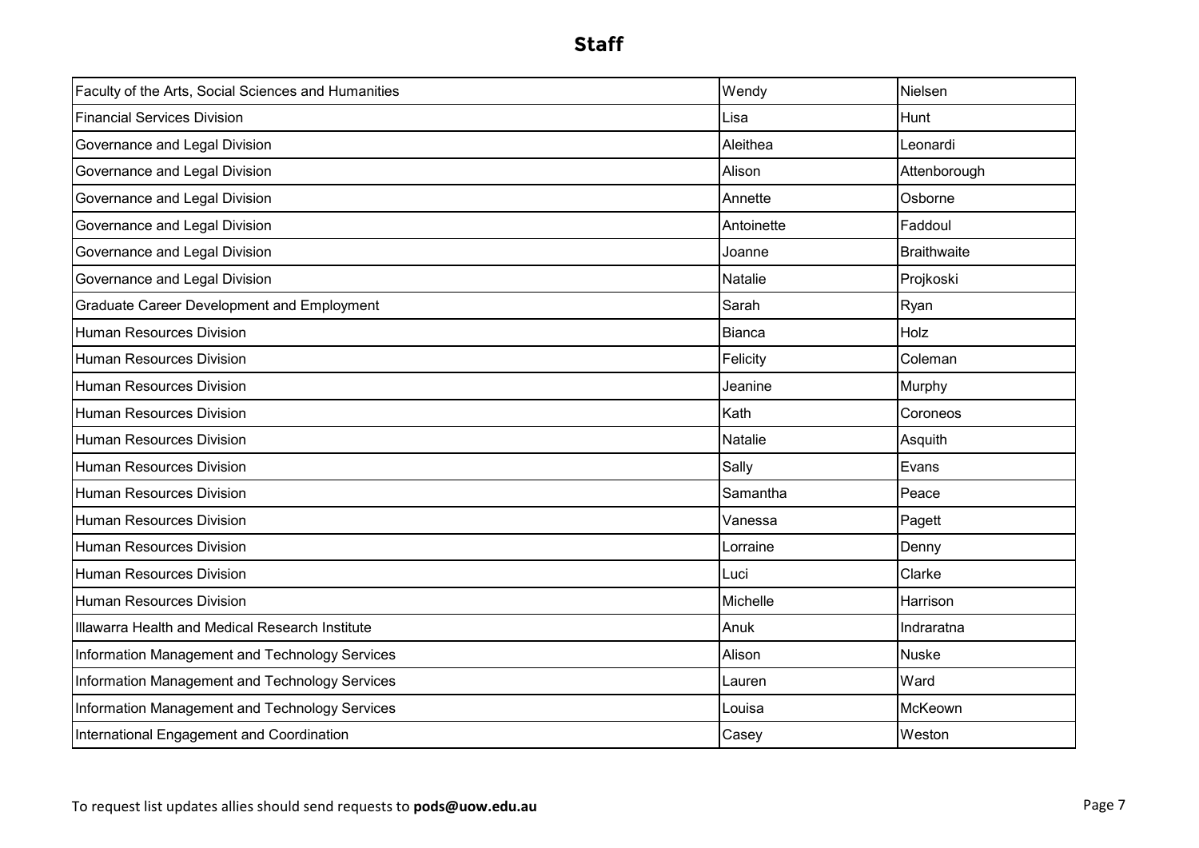# Staff

| | | |
|---|---|---|
| Faculty of the Arts, Social Sciences and Humanities | Wendy | Nielsen |
| Financial Services Division | Lisa | Hunt |
| Governance and Legal Division | Aleithea | Leonardi |
| Governance and Legal Division | Alison | Attenborough |
| Governance and Legal Division | Annette | Osborne |
| Governance and Legal Division | Antoinette | Faddoul |
| Governance and Legal Division | Joanne | Braithwaite |
| Governance and Legal Division | Natalie | Projkoski |
| Graduate Career Development and Employment | Sarah | Ryan |
| Human Resources Division | Bianca | Holz |
| Human Resources Division | Felicity | Coleman |
| Human Resources Division | Jeanine | Murphy |
| Human Resources Division | Kath | Coroneos |
| Human Resources Division | Natalie | Asquith |
| Human Resources Division | Sally | Evans |
| Human Resources Division | Samantha | Peace |
| Human Resources Division | Vanessa | Pagett |
| Human Resources Division | Lorraine | Denny |
| Human Resources Division | Luci | Clarke |
| Human Resources Division | Michelle | Harrison |
| Illawarra Health and Medical Research Institute | Anuk | Indraratna |
| Information Management and Technology Services | Alison | Nuske |
| Information Management and Technology Services | Lauren | Ward |
| Information Management and Technology Services | Louisa | McKeown |
| International Engagement and Coordination | Casey | Weston |

To request list updates allies should send requests to **pods@uow.edu.au**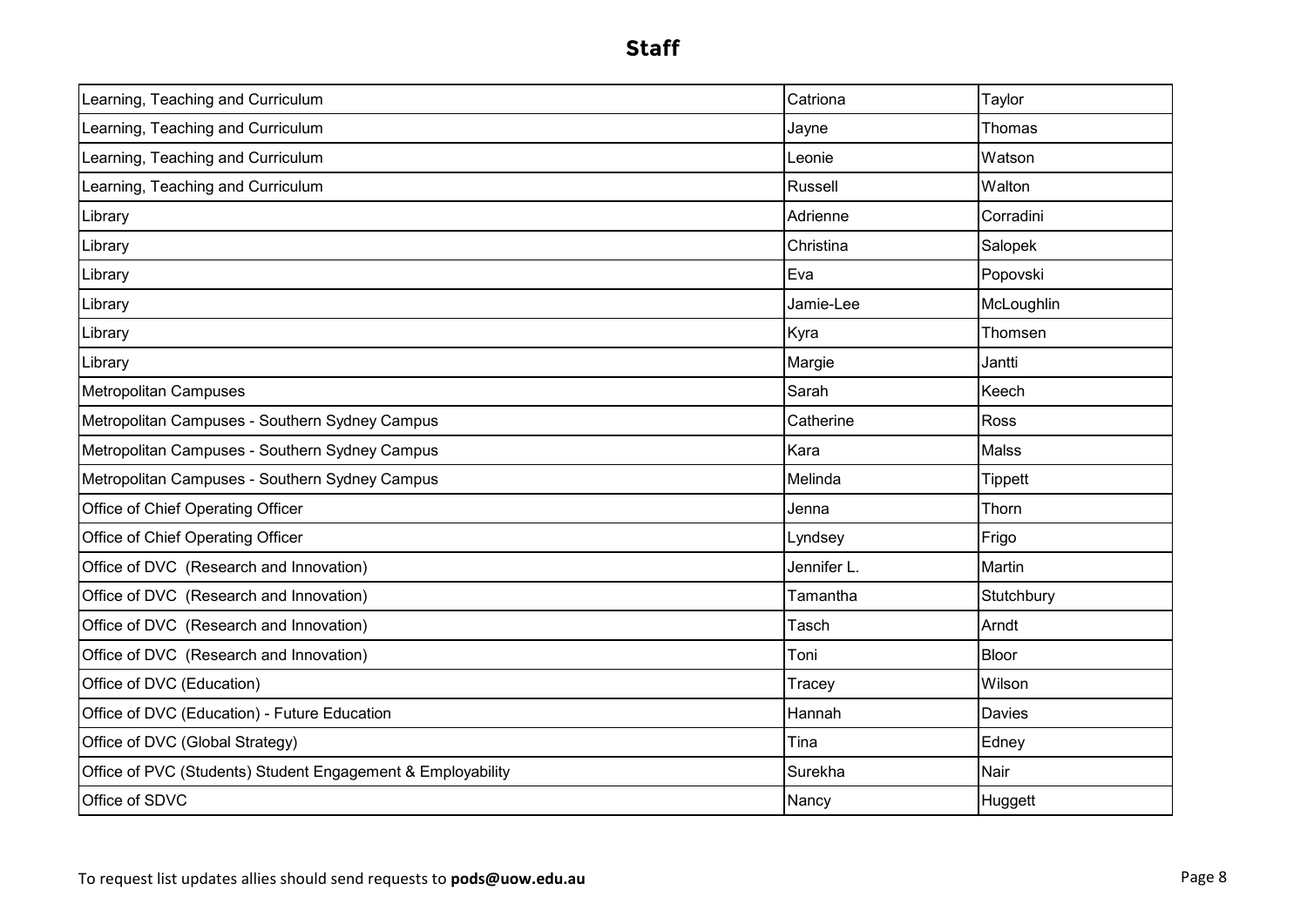## Staff

| | | |
|---|---|---|
| Learning, Teaching and Curriculum | Catriona | Taylor |
| Learning, Teaching and Curriculum | Jayne | Thomas |
| Learning, Teaching and Curriculum | Leonie | Watson |
| Learning, Teaching and Curriculum | Russell | Walton |
| Library | Adrienne | Corradini |
| Library | Christina | Salopek |
| Library | Eva | Popovski |
| Library | Jamie-Lee | McLoughlin |
| Library | Kyra | Thomsen |
| Library | Margie | Jantti |
| Metropolitan Campuses | Sarah | Keech |
| Metropolitan Campuses - Southern Sydney Campus | Catherine | Ross |
| Metropolitan Campuses - Southern Sydney Campus | Kara | Malss |
| Metropolitan Campuses - Southern Sydney Campus | Melinda | Tippett |
| Office of Chief Operating Officer | Jenna | Thorn |
| Office of Chief Operating Officer | Lyndsey | Frigo |
| Office of DVC (Research and Innovation) | Jennifer L. | Martin |
| Office of DVC (Research and Innovation) | Tamantha | Stutchbury |
| Office of DVC (Research and Innovation) | Tasch | Arndt |
| Office of DVC (Research and Innovation) | Toni | Bloor |
| Office of DVC (Education) | Tracey | Wilson |
| Office of DVC (Education) - Future Education | Hannah | Davies |
| Office of DVC (Global Strategy) | Tina | Edney |
| Office of PVC (Students) Student Engagement & Employability | Surekha | Nair |
| Office of SDVC | Nancy | Huggett |

To request list updates allies should send requests to **pods@uow.edu.au**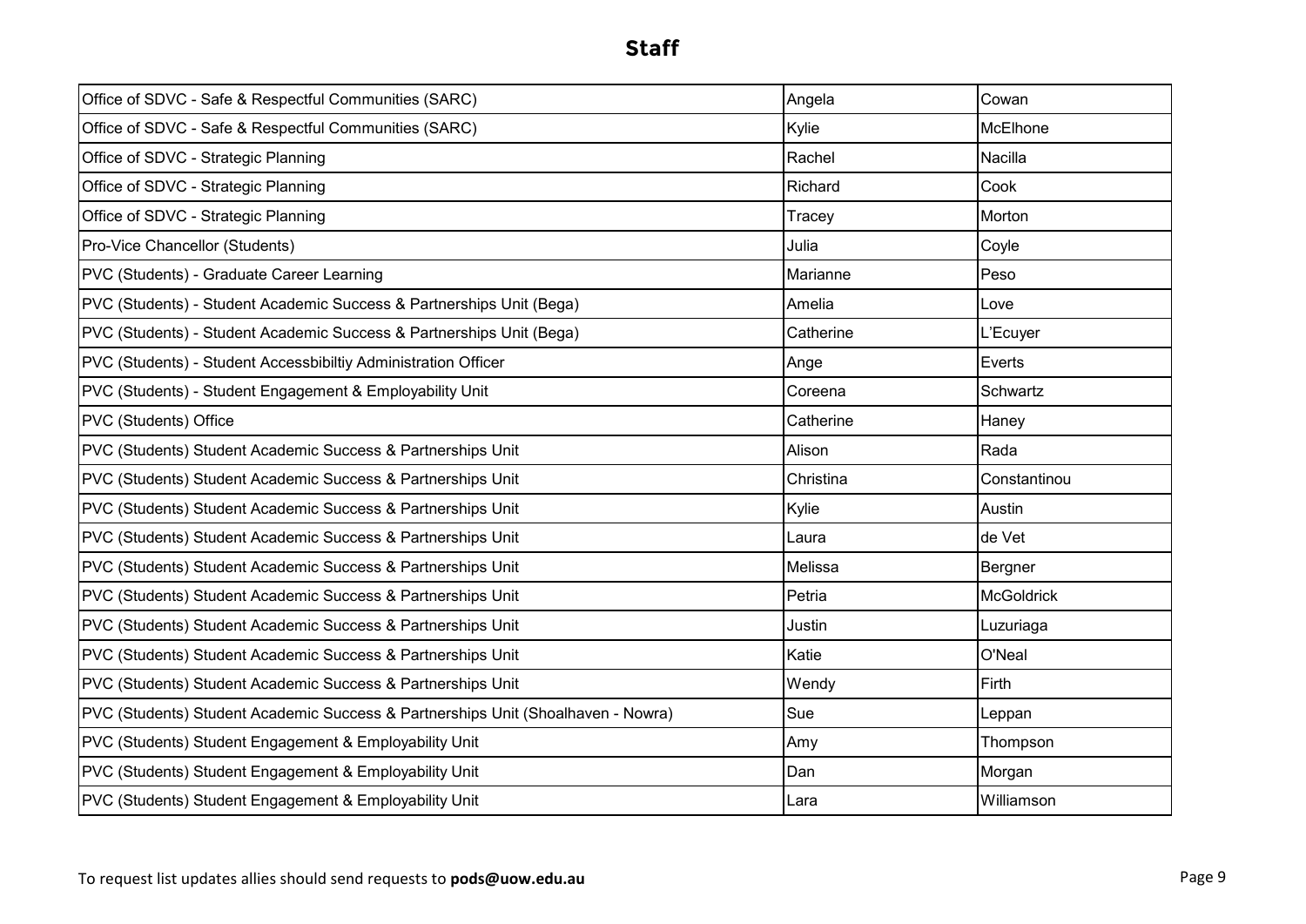## Staff

| | | |
|---|---|---|
| Office of SDVC - Safe & Respectful Communities (SARC) | Angela | Cowan |
| Office of SDVC - Safe & Respectful Communities (SARC) | Kylie | McElhone |
| Office of SDVC - Strategic Planning | Rachel | Nacilla |
| Office of SDVC - Strategic Planning | Richard | Cook |
| Office of SDVC - Strategic Planning | Tracey | Morton |
| Pro-Vice Chancellor (Students) | Julia | Coyle |
| PVC (Students) - Graduate Career Learning | Marianne | Peso |
| PVC (Students) - Student Academic Success & Partnerships Unit (Bega) | Amelia | Love |
| PVC (Students) - Student Academic Success & Partnerships Unit (Bega) | Catherine | L'Ecuyer |
| PVC (Students) - Student Accessbibiltiy Administration Officer | Ange | Everts |
| PVC (Students) - Student Engagement & Employability Unit | Coreena | Schwartz |
| PVC (Students) Office | Catherine | Haney |
| PVC (Students) Student Academic Success & Partnerships Unit | Alison | Rada |
| PVC (Students) Student Academic Success & Partnerships Unit | Christina | Constantinou |
| PVC (Students) Student Academic Success & Partnerships Unit | Kylie | Austin |
| PVC (Students) Student Academic Success & Partnerships Unit | Laura | de Vet |
| PVC (Students) Student Academic Success & Partnerships Unit | Melissa | Bergner |
| PVC (Students) Student Academic Success & Partnerships Unit | Petria | McGoldrick |
| PVC (Students) Student Academic Success & Partnerships Unit | Justin | Luzuriaga |
| PVC (Students) Student Academic Success & Partnerships Unit | Katie | O'Neal |
| PVC (Students) Student Academic Success & Partnerships Unit | Wendy | Firth |
| PVC (Students) Student Academic Success & Partnerships Unit (Shoalhaven - Nowra) | Sue | Leppan |
| PVC (Students) Student Engagement & Employability Unit | Amy | Thompson |
| PVC (Students) Student Engagement & Employability Unit | Dan | Morgan |
| PVC (Students) Student Engagement & Employability Unit | Lara | Williamson |

To request list updates allies should send requests to **pods@uow.edu.au**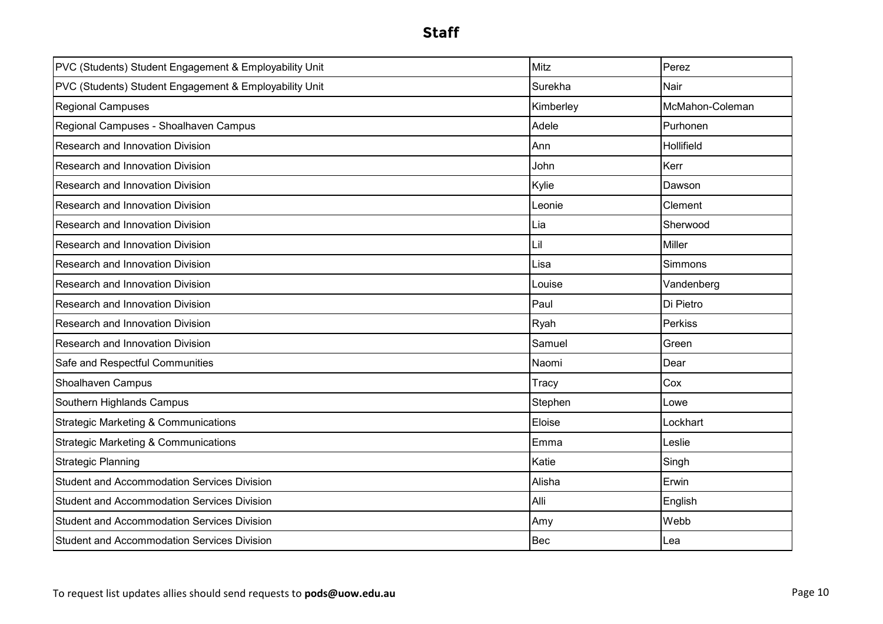# Staff

| | | |
|---|---|---|
| PVC (Students) Student Engagement & Employability Unit | Mitz | Perez |
| PVC (Students) Student Engagement & Employability Unit | Surekha | Nair |
| Regional Campuses | Kimberley | McMahon-Coleman |
| Regional Campuses - Shoalhaven Campus | Adele | Purhonen |
| Research and Innovation Division | Ann | Hollifield |
| Research and Innovation Division | John | Kerr |
| Research and Innovation Division | Kylie | Dawson |
| Research and Innovation Division | Leonie | Clement |
| Research and Innovation Division | Lia | Sherwood |
| Research and Innovation Division | Lil | Miller |
| Research and Innovation Division | Lisa | Simmons |
| Research and Innovation Division | Louise | Vandenberg |
| Research and Innovation Division | Paul | Di Pietro |
| Research and Innovation Division | Ryah | Perkiss |
| Research and Innovation Division | Samuel | Green |
| Safe and Respectful Communities | Naomi | Dear |
| Shoalhaven Campus | Tracy | Cox |
| Southern Highlands Campus | Stephen | Lowe |
| Strategic Marketing & Communications | Eloise | Lockhart |
| Strategic Marketing & Communications | Emma | Leslie |
| Strategic Planning | Katie | Singh |
| Student and Accommodation Services Division | Alisha | Erwin |
| Student and Accommodation Services Division | Alli | English |
| Student and Accommodation Services Division | Amy | Webb |
| Student and Accommodation Services Division | Bec | Lea |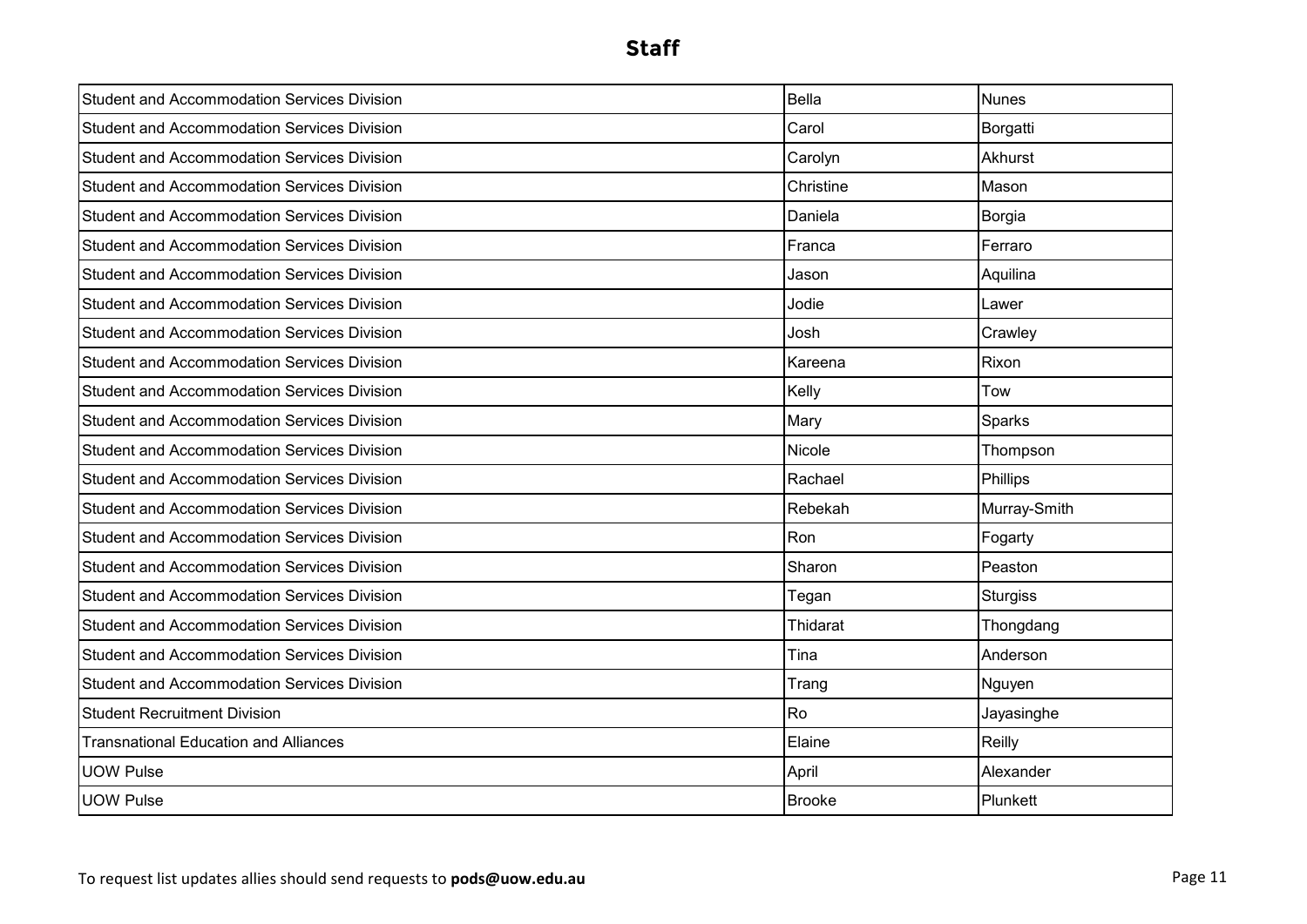# Staff

| | | |
|---|---|---|
| Student and Accommodation Services Division | Bella | Nunes |
| Student and Accommodation Services Division | Carol | Borgatti |
| Student and Accommodation Services Division | Carolyn | Akhurst |
| Student and Accommodation Services Division | Christine | Mason |
| Student and Accommodation Services Division | Daniela | Borgia |
| Student and Accommodation Services Division | Franca | Ferraro |
| Student and Accommodation Services Division | Jason | Aquilina |
| Student and Accommodation Services Division | Jodie | Lawer |
| Student and Accommodation Services Division | Josh | Crawley |
| Student and Accommodation Services Division | Kareena | Rixon |
| Student and Accommodation Services Division | Kelly | Tow |
| Student and Accommodation Services Division | Mary | Sparks |
| Student and Accommodation Services Division | Nicole | Thompson |
| Student and Accommodation Services Division | Rachael | Phillips |
| Student and Accommodation Services Division | Rebekah | Murray-Smith |
| Student and Accommodation Services Division | Ron | Fogarty |
| Student and Accommodation Services Division | Sharon | Peaston |
| Student and Accommodation Services Division | Tegan | Sturgiss |
| Student and Accommodation Services Division | Thidarat | Thongdang |
| Student and Accommodation Services Division | Tina | Anderson |
| Student and Accommodation Services Division | Trang | Nguyen |
| Student Recruitment Division | Ro | Jayasinghe |
| Transnational Education and Alliances | Elaine | Reilly |
| UOW Pulse | April | Alexander |
| UOW Pulse | Brooke | Plunkett |

To request list updates allies should send requests to **pods@uow.edu.au**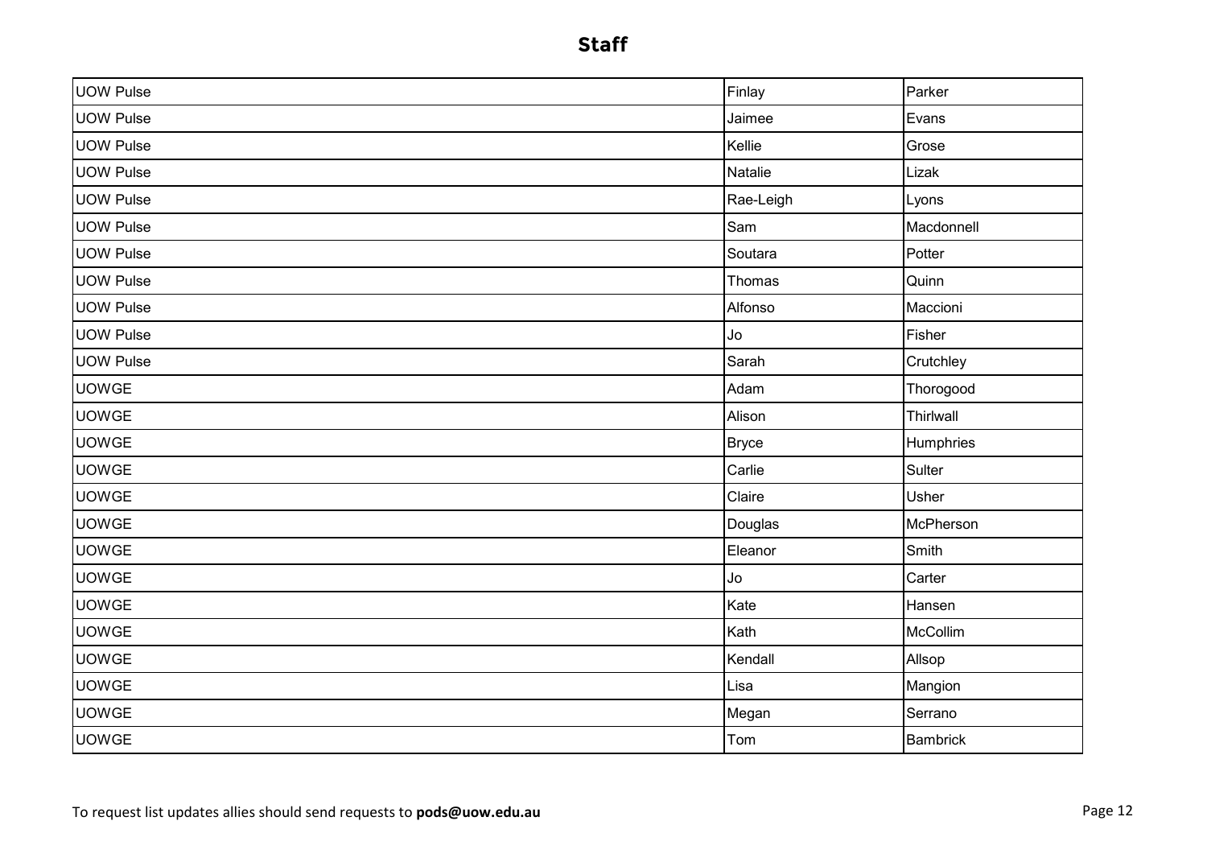## Staff

| | | |
|---|---|---|
| UOW Pulse | Finlay | Parker |
| UOW Pulse | Jaimee | Evans |
| UOW Pulse | Kellie | Grose |
| UOW Pulse | Natalie | Lizak |
| UOW Pulse | Rae-Leigh | Lyons |
| UOW Pulse | Sam | Macdonnell |
| UOW Pulse | Soutara | Potter |
| UOW Pulse | Thomas | Quinn |
| UOW Pulse | Alfonso | Maccioni |
| UOW Pulse | Jo | Fisher |
| UOW Pulse | Sarah | Crutchley |
| UOWGE | Adam | Thorogood |
| UOWGE | Alison | Thirlwall |
| UOWGE | Bryce | Humphries |
| UOWGE | Carlie | Sulter |
| UOWGE | Claire | Usher |
| UOWGE | Douglas | McPherson |
| UOWGE | Eleanor | Smith |
| UOWGE | Jo | Carter |
| UOWGE | Kate | Hansen |
| UOWGE | Kath | McCollim |
| UOWGE | Kendall | Allsop |
| UOWGE | Lisa | Mangion |
| UOWGE | Megan | Serrano |
| UOWGE | Tom | Bambrick |

To request list updates allies should send requests to **pods@uow.edu.au**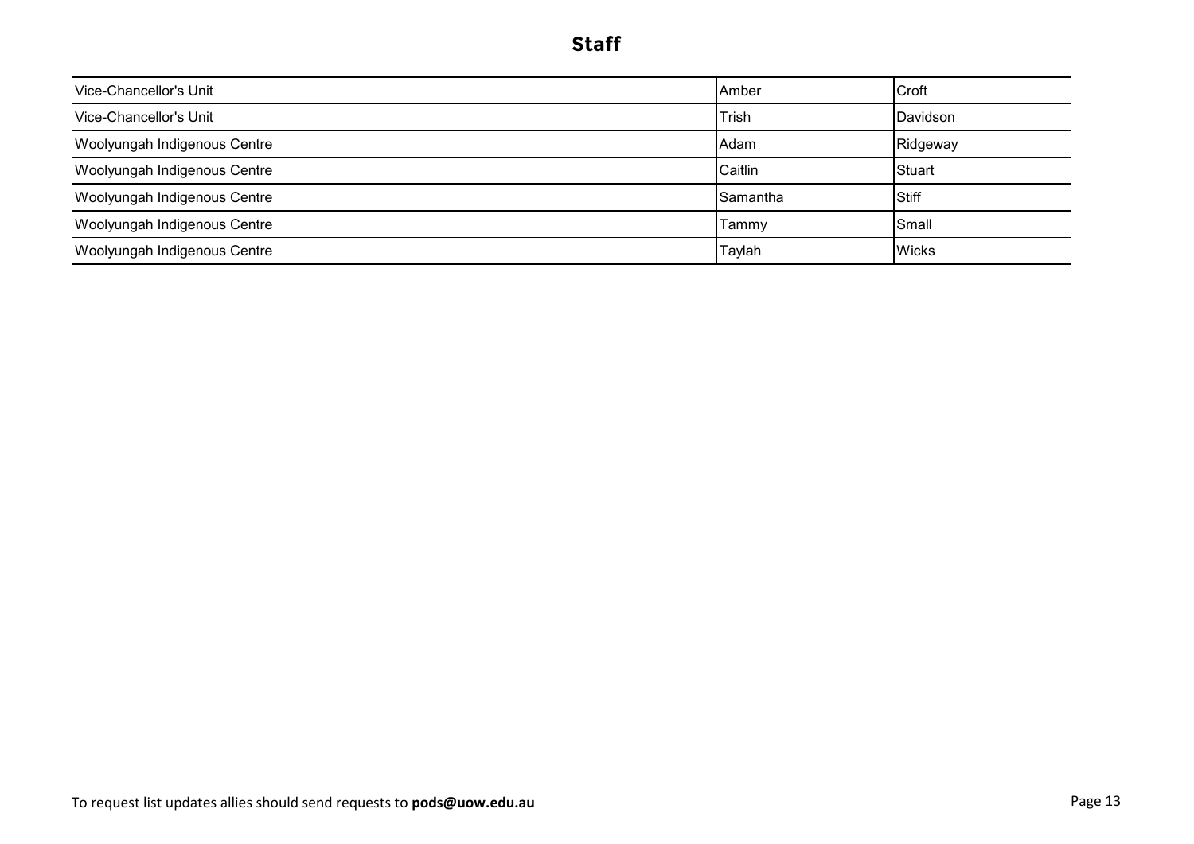# Staff

| | | |
|---|---|---|
| Vice-Chancellor's Unit | Amber | Croft |
| Vice-Chancellor's Unit | Trish | Davidson |
| Woolyungah Indigenous Centre | Adam | Ridgeway |
| Woolyungah Indigenous Centre | Caitlin | Stuart |
| Woolyungah Indigenous Centre | Samantha | Stiff |
| Woolyungah Indigenous Centre | Tammy | Small |
| Woolyungah Indigenous Centre | Taylah | Wicks |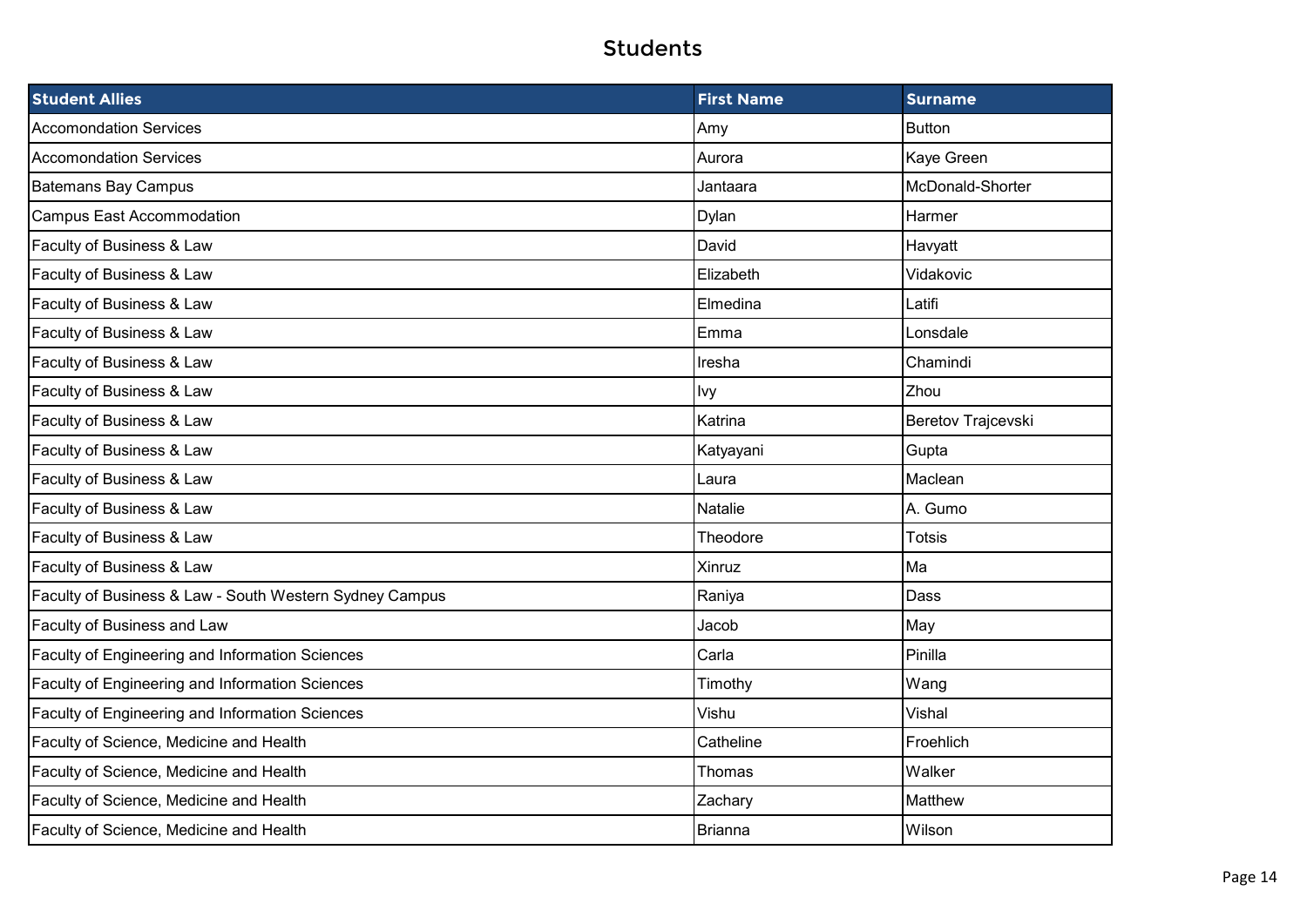# Students

| Student Allies | First Name | Surname |
| --- | --- | --- |
| Accomondation Services | Amy | Button |
| Accomondation Services | Aurora | Kaye Green |
| Batemans Bay Campus | Jantaara | McDonald-Shorter |
| Campus East Accommodation | Dylan | Harmer |
| Faculty of Business & Law | David | Havyatt |
| Faculty of Business & Law | Elizabeth | Vidakovic |
| Faculty of Business & Law | Elmedina | Latifi |
| Faculty of Business & Law | Emma | Lonsdale |
| Faculty of Business & Law | Iresha | Chamindi |
| Faculty of Business & Law | Ivy | Zhou |
| Faculty of Business & Law | Katrina | Beretov Trajcevski |
| Faculty of Business & Law | Katyayani | Gupta |
| Faculty of Business & Law | Laura | Maclean |
| Faculty of Business & Law | Natalie | A. Gumo |
| Faculty of Business & Law | Theodore | Totsis |
| Faculty of Business & Law | Xinruz | Ma |
| Faculty of Business & Law - South Western Sydney Campus | Raniya | Dass |
| Faculty of Business and Law | Jacob | May |
| Faculty of Engineering and Information Sciences | Carla | Pinilla |
| Faculty of Engineering and Information Sciences | Timothy | Wang |
| Faculty of Engineering and Information Sciences | Vishu | Vishal |
| Faculty of Science, Medicine and Health | Catheline | Froehlich |
| Faculty of Science, Medicine and Health | Thomas | Walker |
| Faculty of Science, Medicine and Health | Zachary | Matthew |
| Faculty of Science, Medicine and Health | Brianna | Wilson |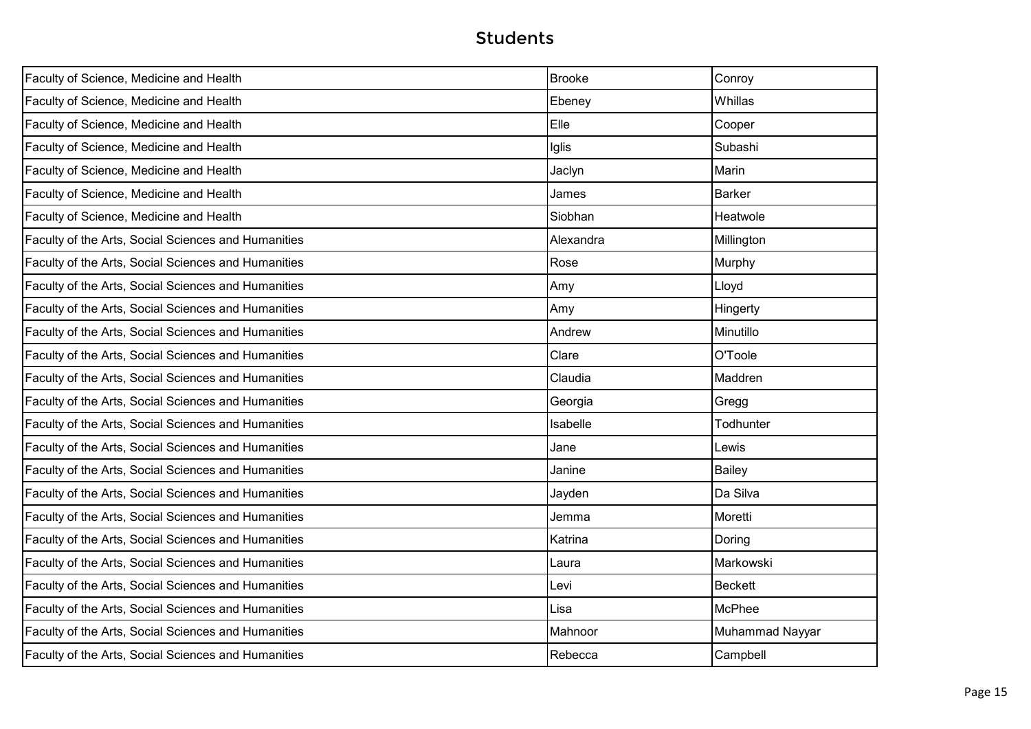## Students

| | | |
|---|---|---|
| Faculty of Science, Medicine and Health | Brooke | Conroy |
| Faculty of Science, Medicine and Health | Ebeney | Whillas |
| Faculty of Science, Medicine and Health | Elle | Cooper |
| Faculty of Science, Medicine and Health | Iglis | Subashi |
| Faculty of Science, Medicine and Health | Jaclyn | Marin |
| Faculty of Science, Medicine and Health | James | Barker |
| Faculty of Science, Medicine and Health | Siobhan | Heatwole |
| Faculty of the Arts, Social Sciences and Humanities | Alexandra | Millington |
| Faculty of the Arts, Social Sciences and Humanities | Rose | Murphy |
| Faculty of the Arts, Social Sciences and Humanities | Amy | Lloyd |
| Faculty of the Arts, Social Sciences and Humanities | Amy | Hingerty |
| Faculty of the Arts, Social Sciences and Humanities | Andrew | Minutillo |
| Faculty of the Arts, Social Sciences and Humanities | Clare | O'Toole |
| Faculty of the Arts, Social Sciences and Humanities | Claudia | Maddren |
| Faculty of the Arts, Social Sciences and Humanities | Georgia | Gregg |
| Faculty of the Arts, Social Sciences and Humanities | Isabelle | Todhunter |
| Faculty of the Arts, Social Sciences and Humanities | Jane | Lewis |
| Faculty of the Arts, Social Sciences and Humanities | Janine | Bailey |
| Faculty of the Arts, Social Sciences and Humanities | Jayden | Da Silva |
| Faculty of the Arts, Social Sciences and Humanities | Jemma | Moretti |
| Faculty of the Arts, Social Sciences and Humanities | Katrina | Doring |
| Faculty of the Arts, Social Sciences and Humanities | Laura | Markowski |
| Faculty of the Arts, Social Sciences and Humanities | Levi | Beckett |
| Faculty of the Arts, Social Sciences and Humanities | Lisa | McPhee |
| Faculty of the Arts, Social Sciences and Humanities | Mahnoor | Muhammad Nayyar |
| Faculty of the Arts, Social Sciences and Humanities | Rebecca | Campbell |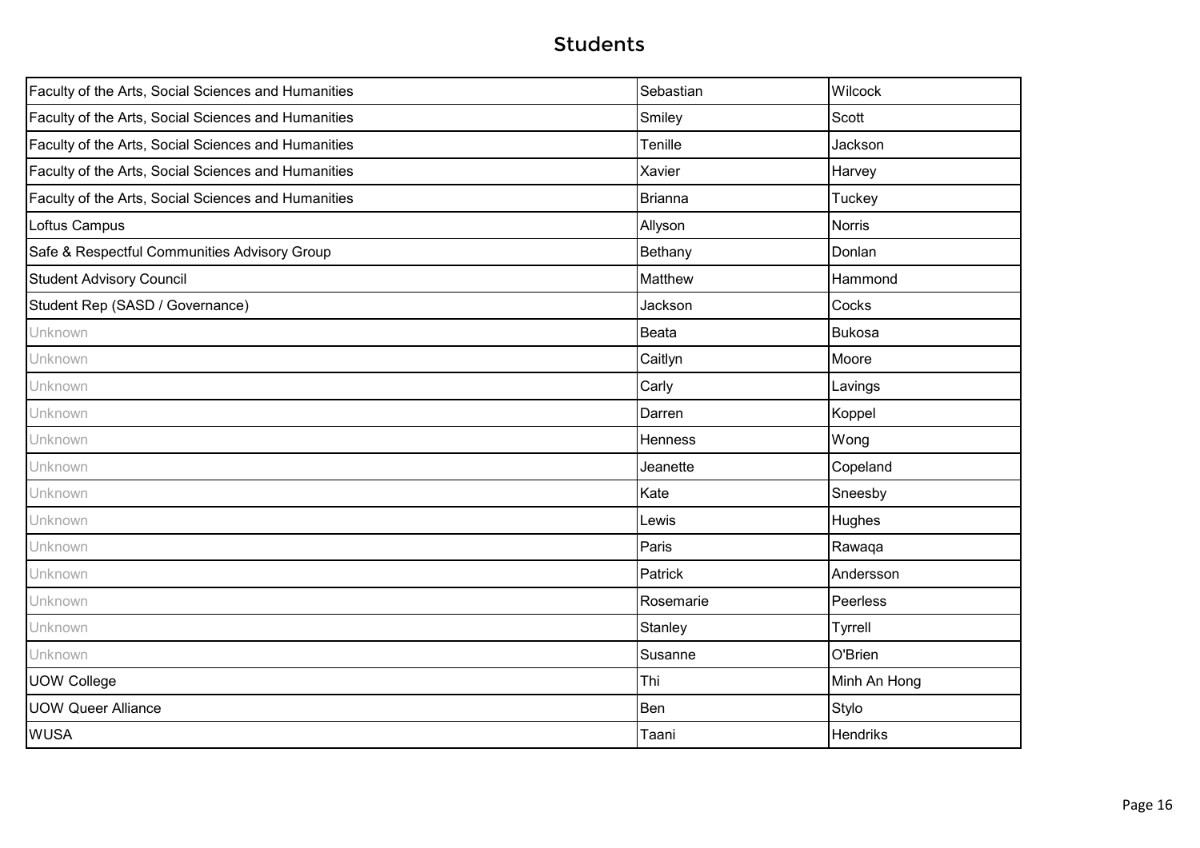## Students

| | | |
|---|---|---|
| Faculty of the Arts, Social Sciences and Humanities | Sebastian | Wilcock |
| Faculty of the Arts, Social Sciences and Humanities | Smiley | Scott |
| Faculty of the Arts, Social Sciences and Humanities | Tenille | Jackson |
| Faculty of the Arts, Social Sciences and Humanities | Xavier | Harvey |
| Faculty of the Arts, Social Sciences and Humanities | Brianna | Tuckey |
| Loftus Campus | Allyson | Norris |
| Safe & Respectful Communities Advisory Group | Bethany | Donlan |
| Student Advisory Council | Matthew | Hammond |
| Student Rep (SASD / Governance) | Jackson | Cocks |
| Unknown | Beata | Bukosa |
| Unknown | Caitlyn | Moore |
| Unknown | Carly | Lavings |
| Unknown | Darren | Koppel |
| Unknown | Henness | Wong |
| Unknown | Jeanette | Copeland |
| Unknown | Kate | Sneesby |
| Unknown | Lewis | Hughes |
| Unknown | Paris | Rawaqa |
| Unknown | Patrick | Andersson |
| Unknown | Rosemarie | Peerless |
| Unknown | Stanley | Tyrrell |
| Unknown | Susanne | O'Brien |
| UOW College | Thi | Minh An Hong |
| UOW Queer Alliance | Ben | Stylo |
| WUSA | Taani | Hendriks |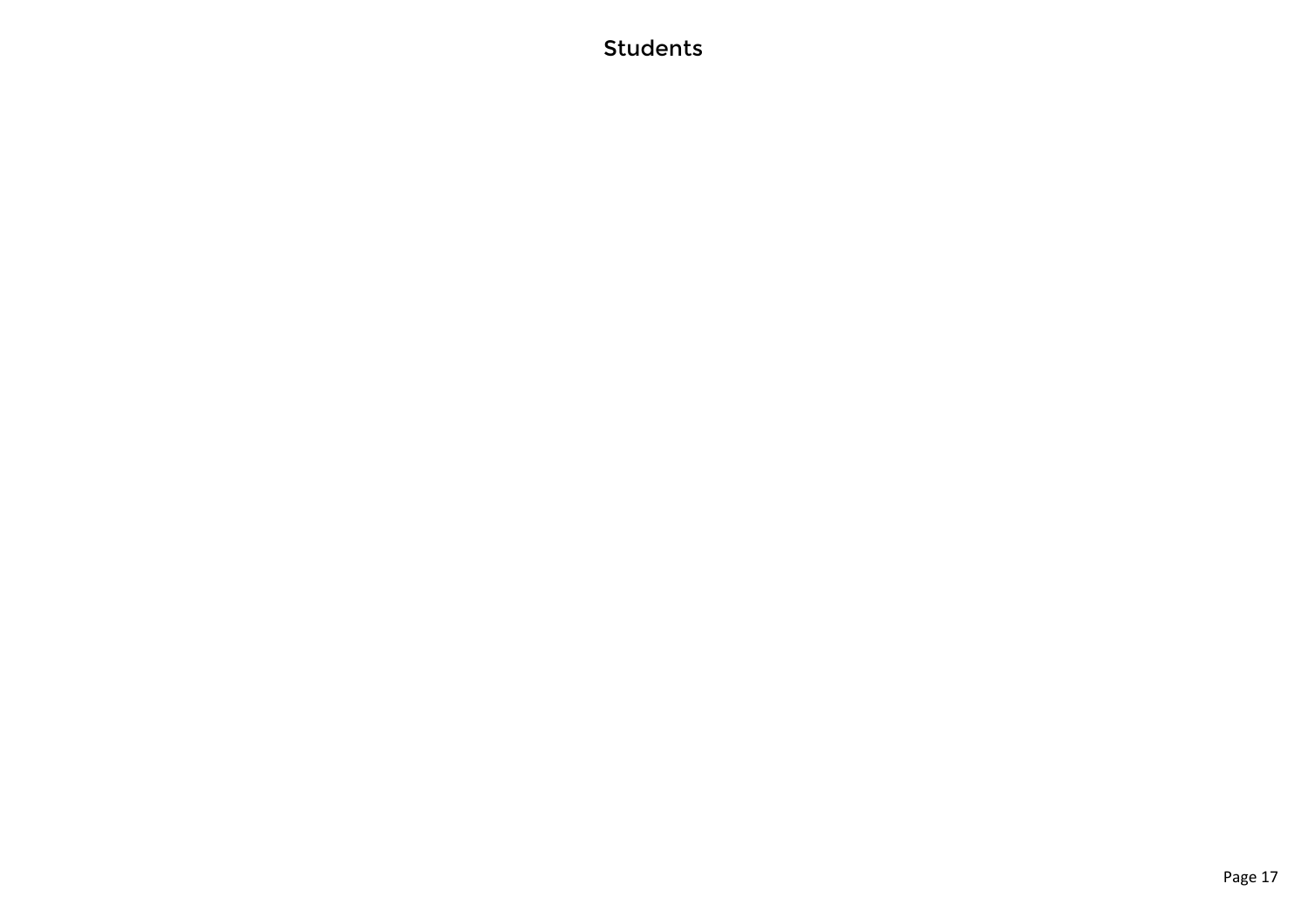# Students